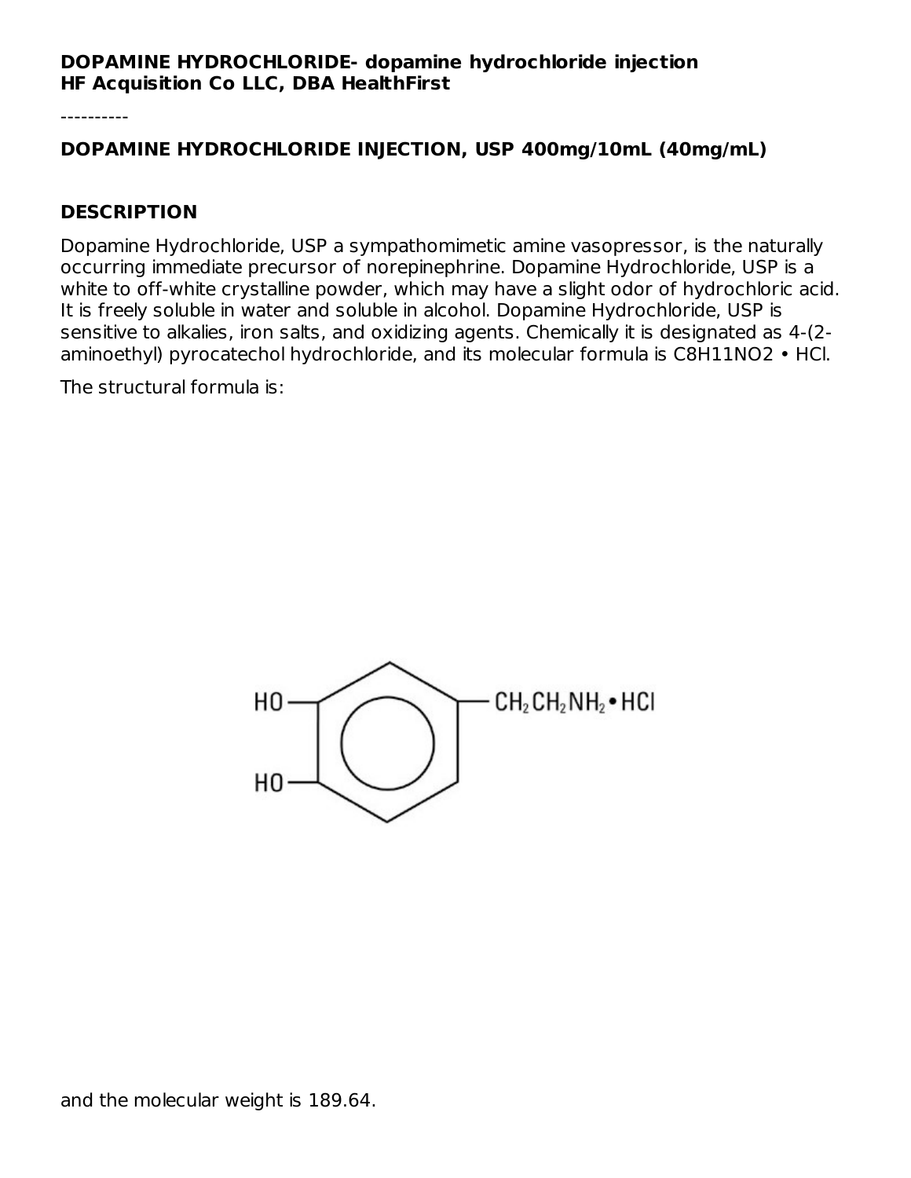**DOPAMINE HYDROCHLORIDE- dopamine hydrochloride injection**
**HF Acquisition Co LLC, DBA HealthFirst**

----------

## DOPAMINE HYDROCHLORIDE INJECTION, USP 400mg/10mL (40mg/mL)

## DESCRIPTION

Dopamine Hydrochloride, USP a sympathomimetic amine vasopressor, is the naturally occurring immediate precursor of norepinephrine. Dopamine Hydrochloride, USP is a white to off-white crystalline powder, which may have a slight odor of hydrochloric acid. It is freely soluble in water and soluble in alcohol. Dopamine Hydrochloride, USP is sensitive to alkalies, iron salts, and oxidizing agents. Chemically it is designated as 4-(2-aminoethyl) pyrocatechol hydrochloride, and its molecular formula is $C_8H_{11}NO_2 \cdot HCl$.

The structural formula is:

and the molecular weight is 189.64.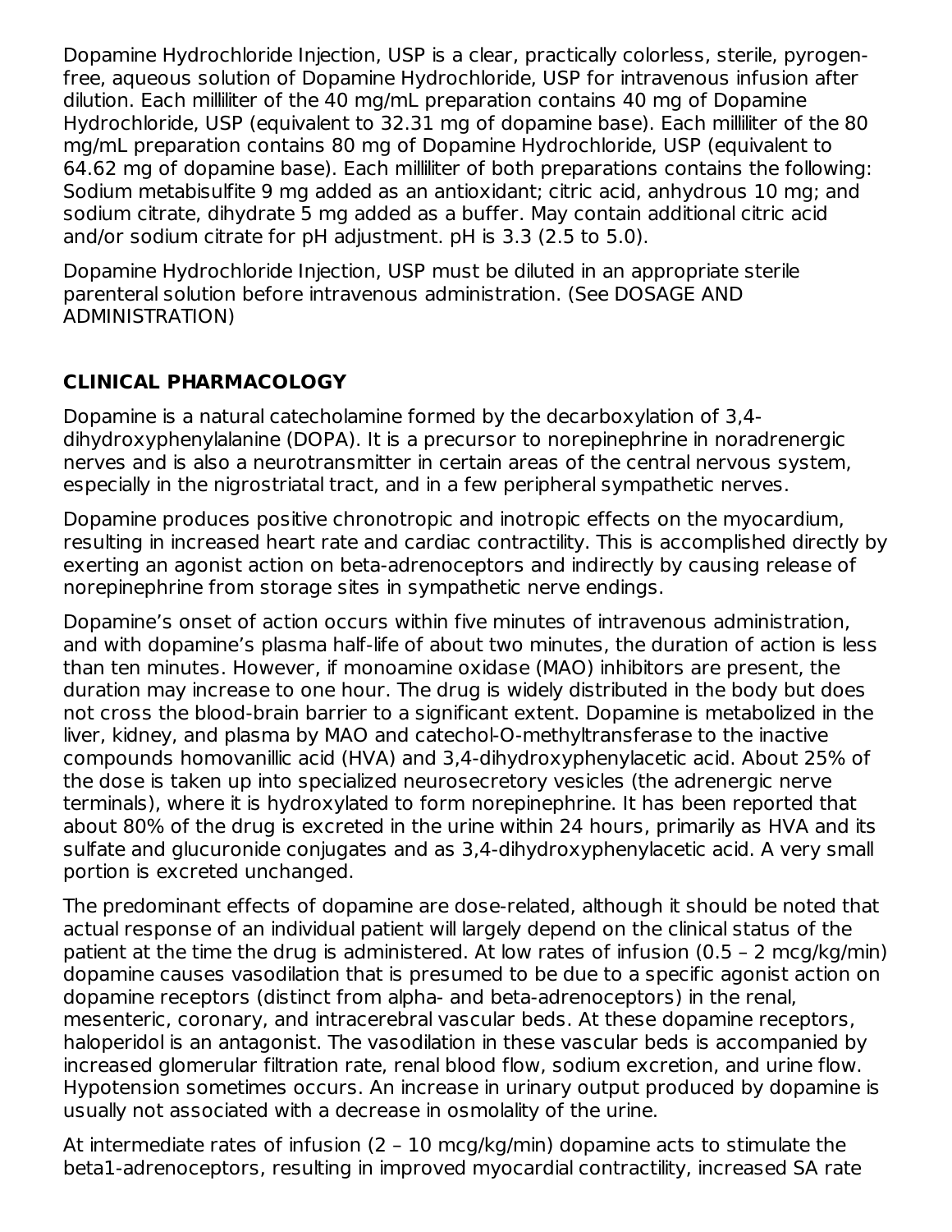Dopamine Hydrochloride Injection, USP is a clear, practically colorless, sterile, pyrogen-free, aqueous solution of Dopamine Hydrochloride, USP for intravenous infusion after dilution. Each milliliter of the 40 mg/mL preparation contains 40 mg of Dopamine Hydrochloride, USP (equivalent to 32.31 mg of dopamine base). Each milliliter of the 80 mg/mL preparation contains 80 mg of Dopamine Hydrochloride, USP (equivalent to 64.62 mg of dopamine base). Each milliliter of both preparations contains the following: Sodium metabisulfite 9 mg added as an antioxidant; citric acid, anhydrous 10 mg; and sodium citrate, dihydrate 5 mg added as a buffer. May contain additional citric acid and/or sodium citrate for pH adjustment. pH is 3.3 (2.5 to 5.0).

Dopamine Hydrochloride Injection, USP must be diluted in an appropriate sterile parenteral solution before intravenous administration. (See DOSAGE AND ADMINISTRATION)

## CLINICAL PHARMACOLOGY

Dopamine is a natural catecholamine formed by the decarboxylation of 3,4-dihydroxyphenylalanine (DOPA). It is a precursor to norepinephrine in noradrenergic nerves and is also a neurotransmitter in certain areas of the central nervous system, especially in the nigrostriatal tract, and in a few peripheral sympathetic nerves.

Dopamine produces positive chronotropic and inotropic effects on the myocardium, resulting in increased heart rate and cardiac contractility. This is accomplished directly by exerting an agonist action on beta-adrenoceptors and indirectly by causing release of norepinephrine from storage sites in sympathetic nerve endings.

Dopamine's onset of action occurs within five minutes of intravenous administration, and with dopamine's plasma half-life of about two minutes, the duration of action is less than ten minutes. However, if monoamine oxidase (MAO) inhibitors are present, the duration may increase to one hour. The drug is widely distributed in the body but does not cross the blood-brain barrier to a significant extent. Dopamine is metabolized in the liver, kidney, and plasma by MAO and catechol-O-methyltransferase to the inactive compounds homovanillic acid (HVA) and 3,4-dihydroxyphenylacetic acid. About 25% of the dose is taken up into specialized neurosecretory vesicles (the adrenergic nerve terminals), where it is hydroxylated to form norepinephrine. It has been reported that about 80% of the drug is excreted in the urine within 24 hours, primarily as HVA and its sulfate and glucuronide conjugates and as 3,4-dihydroxyphenylacetic acid. A very small portion is excreted unchanged.

The predominant effects of dopamine are dose-related, although it should be noted that actual response of an individual patient will largely depend on the clinical status of the patient at the time the drug is administered. At low rates of infusion (0.5 – 2 mcg/kg/min) dopamine causes vasodilation that is presumed to be due to a specific agonist action on dopamine receptors (distinct from alpha- and beta-adrenoceptors) in the renal, mesenteric, coronary, and intracerebral vascular beds. At these dopamine receptors, haloperidol is an antagonist. The vasodilation in these vascular beds is accompanied by increased glomerular filtration rate, renal blood flow, sodium excretion, and urine flow. Hypotension sometimes occurs. An increase in urinary output produced by dopamine is usually not associated with a decrease in osmolality of the urine.

At intermediate rates of infusion (2 – 10 mcg/kg/min) dopamine acts to stimulate the beta1-adrenoceptors, resulting in improved myocardial contractility, increased SA rate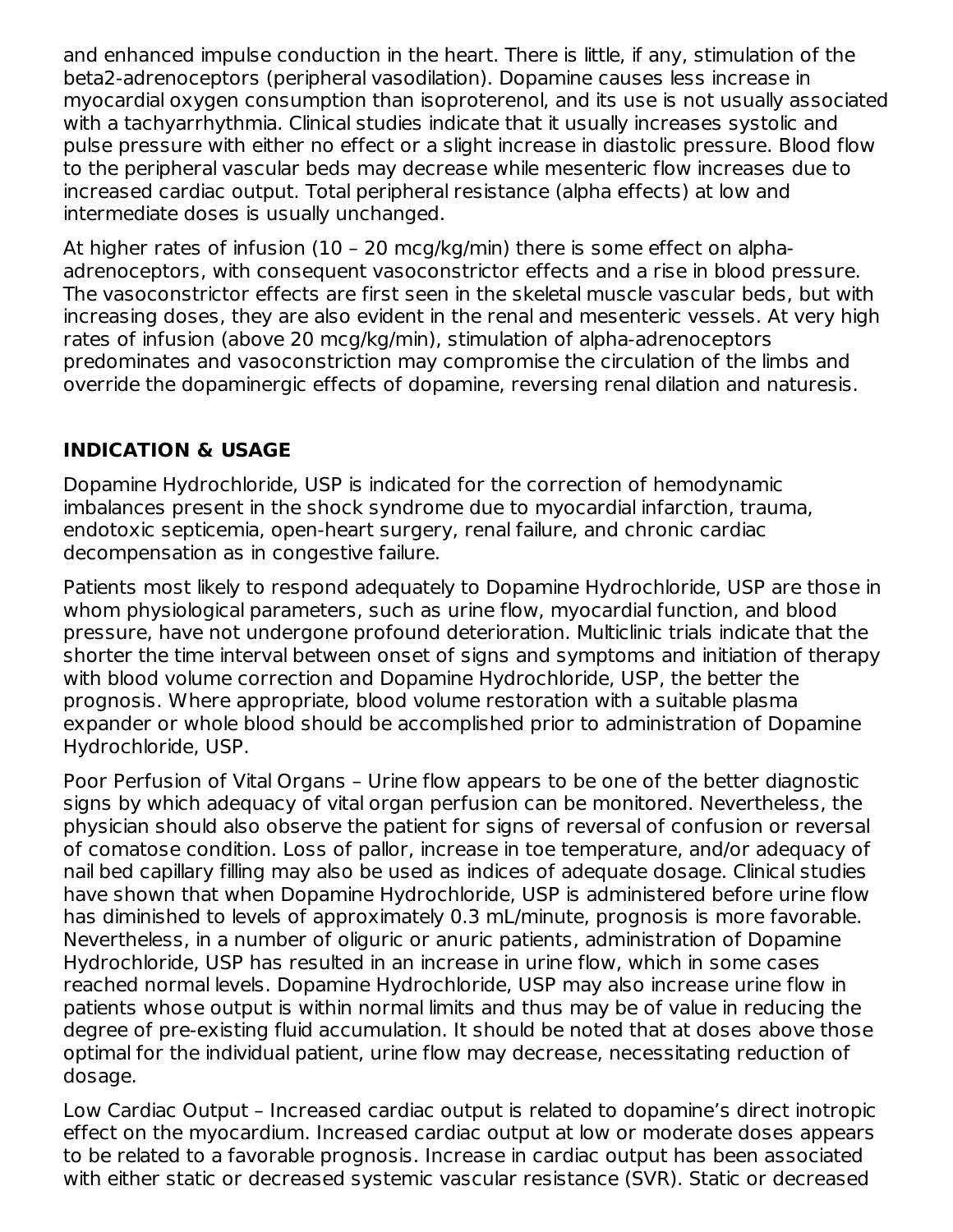and enhanced impulse conduction in the heart. There is little, if any, stimulation of the beta2-adrenoceptors (peripheral vasodilation). Dopamine causes less increase in myocardial oxygen consumption than isoproterenol, and its use is not usually associated with a tachyarrhythmia. Clinical studies indicate that it usually increases systolic and pulse pressure with either no effect or a slight increase in diastolic pressure. Blood flow to the peripheral vascular beds may decrease while mesenteric flow increases due to increased cardiac output. Total peripheral resistance (alpha effects) at low and intermediate doses is usually unchanged.

At higher rates of infusion (10 – 20 mcg/kg/min) there is some effect on alpha-adrenoceptors, with consequent vasoconstrictor effects and a rise in blood pressure. The vasoconstrictor effects are first seen in the skeletal muscle vascular beds, but with increasing doses, they are also evident in the renal and mesenteric vessels. At very high rates of infusion (above 20 mcg/kg/min), stimulation of alpha-adrenoceptors predominates and vasoconstriction may compromise the circulation of the limbs and override the dopaminergic effects of dopamine, reversing renal dilation and naturesis.

## INDICATION & USAGE

Dopamine Hydrochloride, USP is indicated for the correction of hemodynamic imbalances present in the shock syndrome due to myocardial infarction, trauma, endotoxic septicemia, open-heart surgery, renal failure, and chronic cardiac decompensation as in congestive failure.

Patients most likely to respond adequately to Dopamine Hydrochloride, USP are those in whom physiological parameters, such as urine flow, myocardial function, and blood pressure, have not undergone profound deterioration. Multiclinic trials indicate that the shorter the time interval between onset of signs and symptoms and initiation of therapy with blood volume correction and Dopamine Hydrochloride, USP, the better the prognosis. Where appropriate, blood volume restoration with a suitable plasma expander or whole blood should be accomplished prior to administration of Dopamine Hydrochloride, USP.

Poor Perfusion of Vital Organs – Urine flow appears to be one of the better diagnostic signs by which adequacy of vital organ perfusion can be monitored. Nevertheless, the physician should also observe the patient for signs of reversal of confusion or reversal of comatose condition. Loss of pallor, increase in toe temperature, and/or adequacy of nail bed capillary filling may also be used as indices of adequate dosage. Clinical studies have shown that when Dopamine Hydrochloride, USP is administered before urine flow has diminished to levels of approximately 0.3 mL/minute, prognosis is more favorable. Nevertheless, in a number of oliguric or anuric patients, administration of Dopamine Hydrochloride, USP has resulted in an increase in urine flow, which in some cases reached normal levels. Dopamine Hydrochloride, USP may also increase urine flow in patients whose output is within normal limits and thus may be of value in reducing the degree of pre-existing fluid accumulation. It should be noted that at doses above those optimal for the individual patient, urine flow may decrease, necessitating reduction of dosage.

Low Cardiac Output – Increased cardiac output is related to dopamine's direct inotropic effect on the myocardium. Increased cardiac output at low or moderate doses appears to be related to a favorable prognosis. Increase in cardiac output has been associated with either static or decreased systemic vascular resistance (SVR). Static or decreased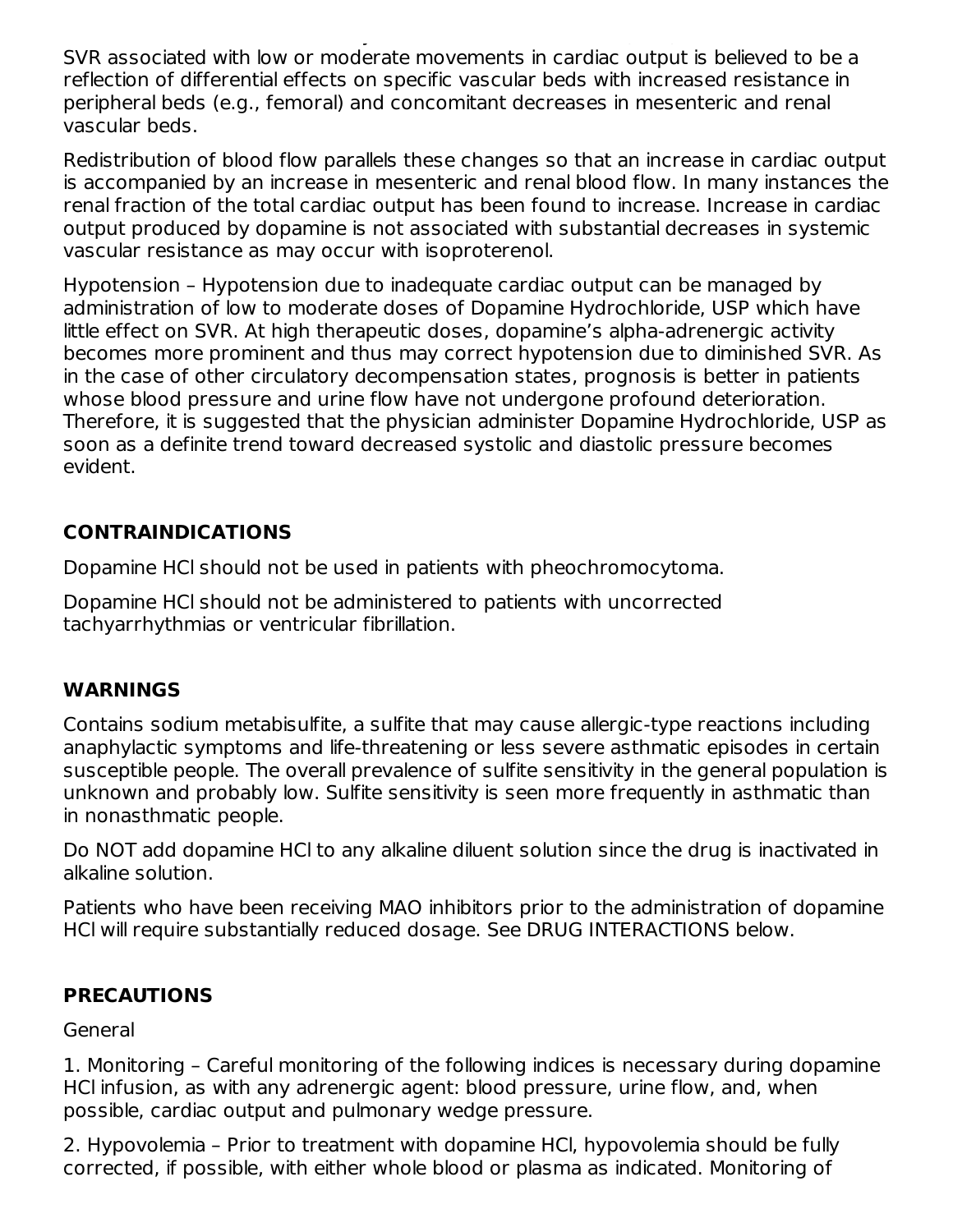SVR associated with low or moderate movements in cardiac output is believed to be a reflection of differential effects on specific vascular beds with increased resistance in peripheral beds (e.g., femoral) and concomitant decreases in mesenteric and renal vascular beds.

Redistribution of blood flow parallels these changes so that an increase in cardiac output is accompanied by an increase in mesenteric and renal blood flow. In many instances the renal fraction of the total cardiac output has been found to increase. Increase in cardiac output produced by dopamine is not associated with substantial decreases in systemic vascular resistance as may occur with isoproterenol.

Hypotension – Hypotension due to inadequate cardiac output can be managed by administration of low to moderate doses of Dopamine Hydrochloride, USP which have little effect on SVR. At high therapeutic doses, dopamine's alpha-adrenergic activity becomes more prominent and thus may correct hypotension due to diminished SVR. As in the case of other circulatory decompensation states, prognosis is better in patients whose blood pressure and urine flow have not undergone profound deterioration. Therefore, it is suggested that the physician administer Dopamine Hydrochloride, USP as soon as a definite trend toward decreased systolic and diastolic pressure becomes evident.

## CONTRAINDICATIONS

Dopamine HCl should not be used in patients with pheochromocytoma.

Dopamine HCl should not be administered to patients with uncorrected tachyarrhythmias or ventricular fibrillation.

## WARNINGS

Contains sodium metabisulfite, a sulfite that may cause allergic-type reactions including anaphylactic symptoms and life-threatening or less severe asthmatic episodes in certain susceptible people. The overall prevalence of sulfite sensitivity in the general population is unknown and probably low. Sulfite sensitivity is seen more frequently in asthmatic than in nonasthmatic people.

Do NOT add dopamine HCl to any alkaline diluent solution since the drug is inactivated in alkaline solution.

Patients who have been receiving MAO inhibitors prior to the administration of dopamine HCl will require substantially reduced dosage. See DRUG INTERACTIONS below.

## PRECAUTIONS

General

1. Monitoring – Careful monitoring of the following indices is necessary during dopamine HCl infusion, as with any adrenergic agent: blood pressure, urine flow, and, when possible, cardiac output and pulmonary wedge pressure.

2. Hypovolemia – Prior to treatment with dopamine HCl, hypovolemia should be fully corrected, if possible, with either whole blood or plasma as indicated. Monitoring of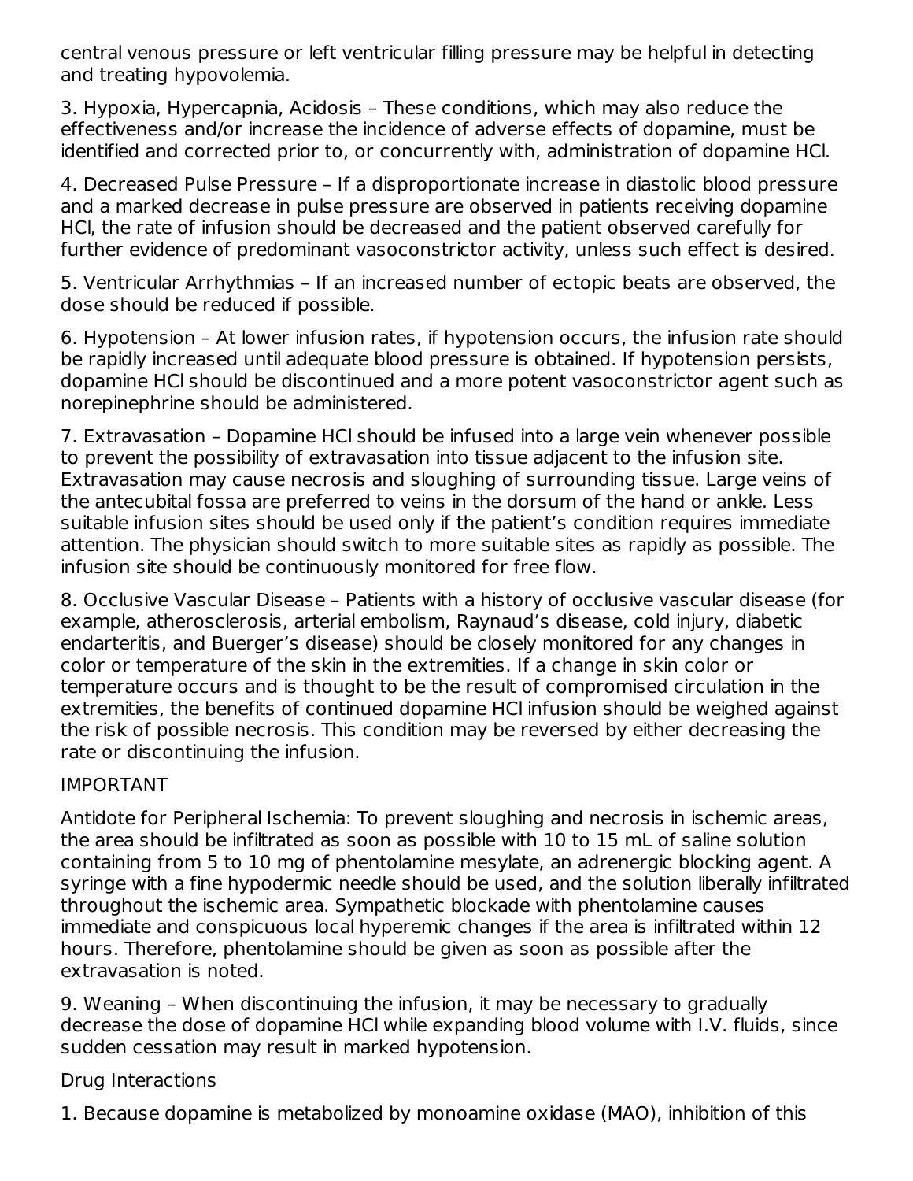central venous pressure or left ventricular filling pressure may be helpful in detecting and treating hypovolemia.

3. Hypoxia, Hypercapnia, Acidosis – These conditions, which may also reduce the effectiveness and/or increase the incidence of adverse effects of dopamine, must be identified and corrected prior to, or concurrently with, administration of dopamine HCl.

4. Decreased Pulse Pressure – If a disproportionate increase in diastolic blood pressure and a marked decrease in pulse pressure are observed in patients receiving dopamine HCl, the rate of infusion should be decreased and the patient observed carefully for further evidence of predominant vasoconstrictor activity, unless such effect is desired.

5. Ventricular Arrhythmias – If an increased number of ectopic beats are observed, the dose should be reduced if possible.

6. Hypotension – At lower infusion rates, if hypotension occurs, the infusion rate should be rapidly increased until adequate blood pressure is obtained. If hypotension persists, dopamine HCl should be discontinued and a more potent vasoconstrictor agent such as norepinephrine should be administered.

7. Extravasation – Dopamine HCl should be infused into a large vein whenever possible to prevent the possibility of extravasation into tissue adjacent to the infusion site. Extravasation may cause necrosis and sloughing of surrounding tissue. Large veins of the antecubital fossa are preferred to veins in the dorsum of the hand or ankle. Less suitable infusion sites should be used only if the patient's condition requires immediate attention. The physician should switch to more suitable sites as rapidly as possible. The infusion site should be continuously monitored for free flow.

8. Occlusive Vascular Disease – Patients with a history of occlusive vascular disease (for example, atherosclerosis, arterial embolism, Raynaud's disease, cold injury, diabetic endarteritis, and Buerger's disease) should be closely monitored for any changes in color or temperature of the skin in the extremities. If a change in skin color or temperature occurs and is thought to be the result of compromised circulation in the extremities, the benefits of continued dopamine HCl infusion should be weighed against the risk of possible necrosis. This condition may be reversed by either decreasing the rate or discontinuing the infusion.

IMPORTANT

Antidote for Peripheral Ischemia: To prevent sloughing and necrosis in ischemic areas, the area should be infiltrated as soon as possible with 10 to 15 mL of saline solution containing from 5 to 10 mg of phentolamine mesylate, an adrenergic blocking agent. A syringe with a fine hypodermic needle should be used, and the solution liberally infiltrated throughout the ischemic area. Sympathetic blockade with phentolamine causes immediate and conspicuous local hyperemic changes if the area is infiltrated within 12 hours. Therefore, phentolamine should be given as soon as possible after the extravasation is noted.

9. Weaning – When discontinuing the infusion, it may be necessary to gradually decrease the dose of dopamine HCl while expanding blood volume with I.V. fluids, since sudden cessation may result in marked hypotension.

Drug Interactions

1. Because dopamine is metabolized by monoamine oxidase (MAO), inhibition of this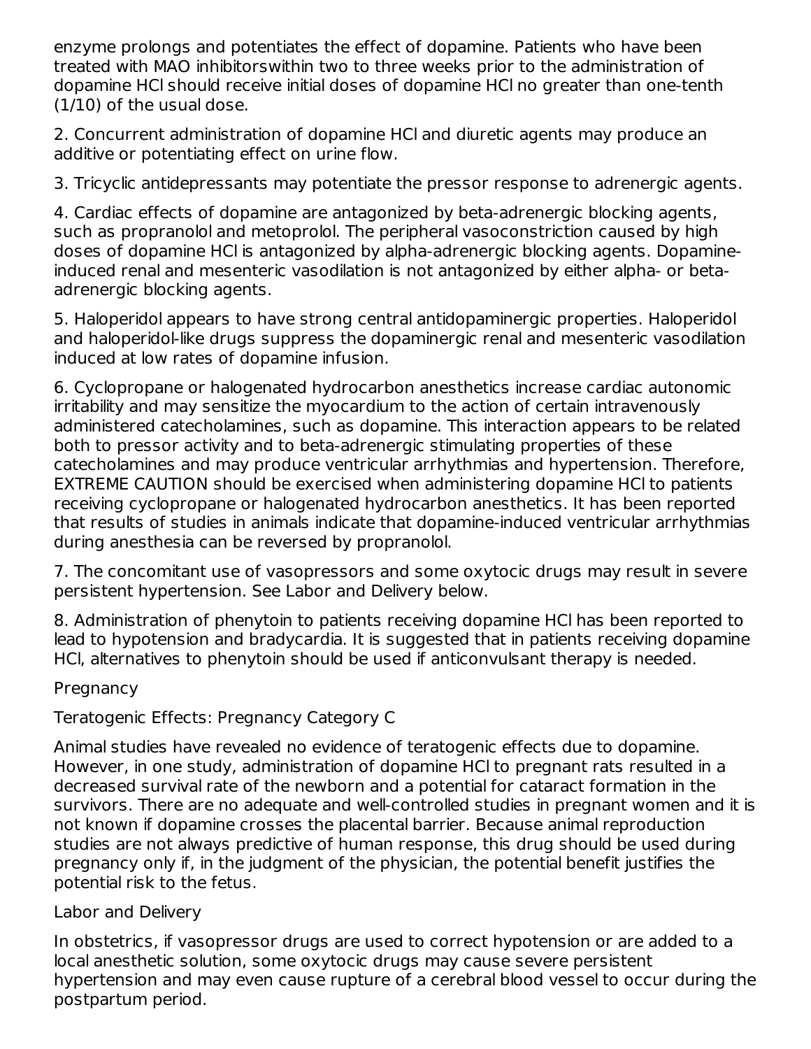enzyme prolongs and potentiates the effect of dopamine. Patients who have been treated with MAO inhibitorswithin two to three weeks prior to the administration of dopamine HCl should receive initial doses of dopamine HCl no greater than one-tenth (1/10) of the usual dose.

2. Concurrent administration of dopamine HCl and diuretic agents may produce an additive or potentiating effect on urine flow.

3. Tricyclic antidepressants may potentiate the pressor response to adrenergic agents.

4. Cardiac effects of dopamine are antagonized by beta-adrenergic blocking agents, such as propranolol and metoprolol. The peripheral vasoconstriction caused by high doses of dopamine HCl is antagonized by alpha-adrenergic blocking agents. Dopamine-induced renal and mesenteric vasodilation is not antagonized by either alpha- or beta-adrenergic blocking agents.

5. Haloperidol appears to have strong central antidopaminergic properties. Haloperidol and haloperidol-like drugs suppress the dopaminergic renal and mesenteric vasodilation induced at low rates of dopamine infusion.

6. Cyclopropane or halogenated hydrocarbon anesthetics increase cardiac autonomic irritability and may sensitize the myocardium to the action of certain intravenously administered catecholamines, such as dopamine. This interaction appears to be related both to pressor activity and to beta-adrenergic stimulating properties of these catecholamines and may produce ventricular arrhythmias and hypertension. Therefore, EXTREME CAUTION should be exercised when administering dopamine HCl to patients receiving cyclopropane or halogenated hydrocarbon anesthetics. It has been reported that results of studies in animals indicate that dopamine-induced ventricular arrhythmias during anesthesia can be reversed by propranolol.

7. The concomitant use of vasopressors and some oxytocic drugs may result in severe persistent hypertension. See Labor and Delivery below.

8. Administration of phenytoin to patients receiving dopamine HCl has been reported to lead to hypotension and bradycardia. It is suggested that in patients receiving dopamine HCl, alternatives to phenytoin should be used if anticonvulsant therapy is needed.

Pregnancy

Teratogenic Effects: Pregnancy Category C

Animal studies have revealed no evidence of teratogenic effects due to dopamine. However, in one study, administration of dopamine HCl to pregnant rats resulted in a decreased survival rate of the newborn and a potential for cataract formation in the survivors. There are no adequate and well-controlled studies in pregnant women and it is not known if dopamine crosses the placental barrier. Because animal reproduction studies are not always predictive of human response, this drug should be used during pregnancy only if, in the judgment of the physician, the potential benefit justifies the potential risk to the fetus.

Labor and Delivery

In obstetrics, if vasopressor drugs are used to correct hypotension or are added to a local anesthetic solution, some oxytocic drugs may cause severe persistent hypertension and may even cause rupture of a cerebral blood vessel to occur during the postpartum period.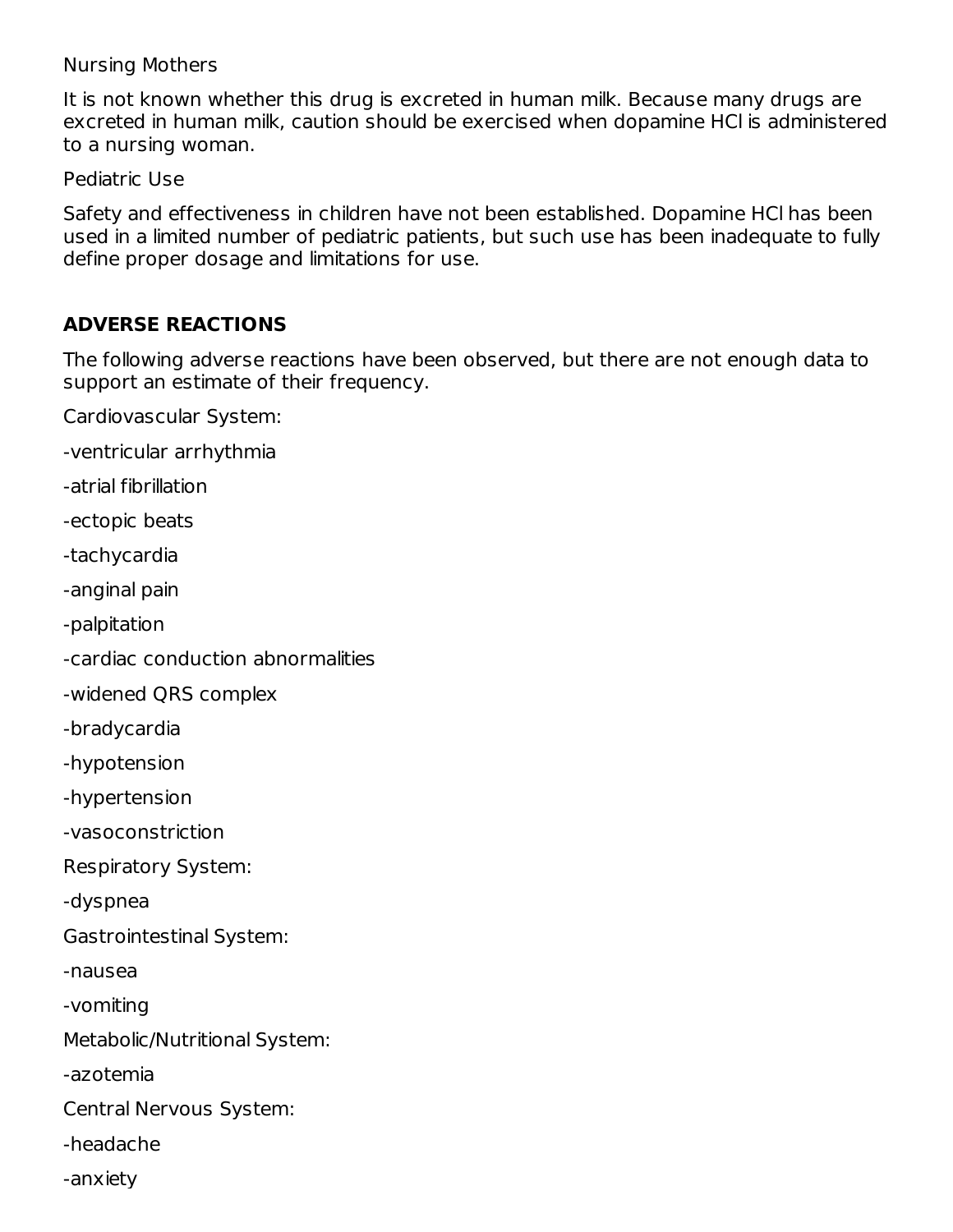Nursing Mothers

It is not known whether this drug is excreted in human milk. Because many drugs are excreted in human milk, caution should be exercised when dopamine HCl is administered to a nursing woman.

Pediatric Use

Safety and effectiveness in children have not been established. Dopamine HCl has been used in a limited number of pediatric patients, but such use has been inadequate to fully define proper dosage and limitations for use.

## ADVERSE REACTIONS

The following adverse reactions have been observed, but there are not enough data to support an estimate of their frequency.

Cardiovascular System:

-ventricular arrhythmia

-atrial fibrillation

-ectopic beats

-tachycardia

-anginal pain

-palpitation

-cardiac conduction abnormalities

-widened QRS complex

-bradycardia

-hypotension

-hypertension

-vasoconstriction

Respiratory System:

-dyspnea

Gastrointestinal System:

-nausea

-vomiting

Metabolic/Nutritional System:

-azotemia

Central Nervous System:

-headache

-anxiety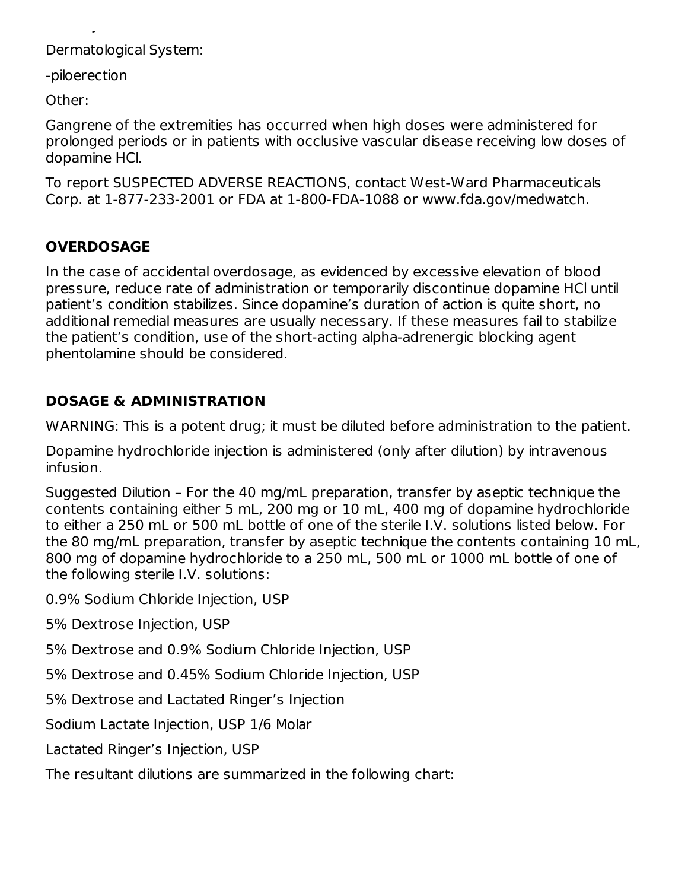Dermatological System:

-piloerection

Other:

Gangrene of the extremities has occurred when high doses were administered for prolonged periods or in patients with occlusive vascular disease receiving low doses of dopamine HCl.

To report SUSPECTED ADVERSE REACTIONS, contact West-Ward Pharmaceuticals Corp. at 1-877-233-2001 or FDA at 1-800-FDA-1088 or www.fda.gov/medwatch.

## OVERDOSAGE

In the case of accidental overdosage, as evidenced by excessive elevation of blood pressure, reduce rate of administration or temporarily discontinue dopamine HCl until patient's condition stabilizes. Since dopamine's duration of action is quite short, no additional remedial measures are usually necessary. If these measures fail to stabilize the patient's condition, use of the short-acting alpha-adrenergic blocking agent phentolamine should be considered.

## DOSAGE & ADMINISTRATION

WARNING: This is a potent drug; it must be diluted before administration to the patient.

Dopamine hydrochloride injection is administered (only after dilution) by intravenous infusion.

Suggested Dilution – For the 40 mg/mL preparation, transfer by aseptic technique the contents containing either 5 mL, 200 mg or 10 mL, 400 mg of dopamine hydrochloride to either a 250 mL or 500 mL bottle of one of the sterile I.V. solutions listed below. For the 80 mg/mL preparation, transfer by aseptic technique the contents containing 10 mL, 800 mg of dopamine hydrochloride to a 250 mL, 500 mL or 1000 mL bottle of one of the following sterile I.V. solutions:

0.9% Sodium Chloride Injection, USP

5% Dextrose Injection, USP

5% Dextrose and 0.9% Sodium Chloride Injection, USP

5% Dextrose and 0.45% Sodium Chloride Injection, USP

5% Dextrose and Lactated Ringer's Injection

Sodium Lactate Injection, USP 1/6 Molar

Lactated Ringer's Injection, USP

The resultant dilutions are summarized in the following chart: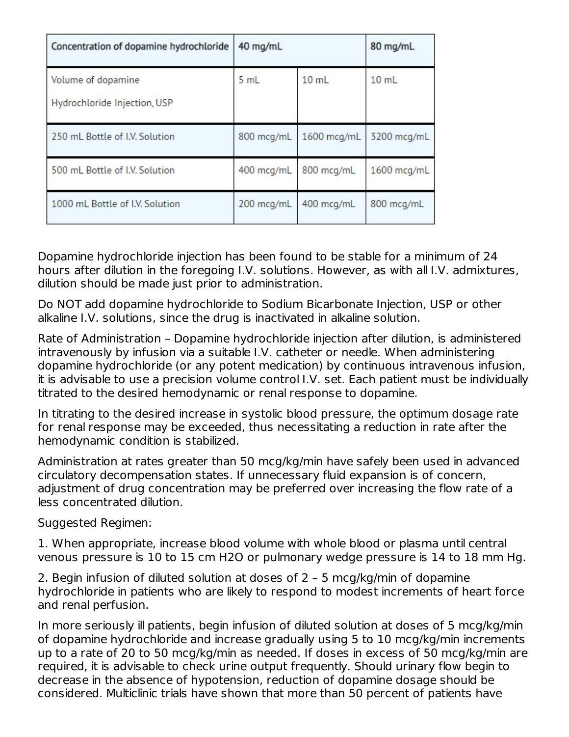| Concentration of dopamine hydrochloride | 40 mg/mL | | 80 mg/mL |
| --- | --- | --- | --- |
| Volume of dopamine Hydrochloride Injection, USP | 5 mL | 10 mL | 10 mL |
| 250 mL Bottle of I.V. Solution | 800 mcg/mL | 1600 mcg/mL | 3200 mcg/mL |
| 500 mL Bottle of I.V. Solution | 400 mcg/mL | 800 mcg/mL | 1600 mcg/mL |
| 1000 mL Bottle of I.V. Solution | 200 mcg/mL | 400 mcg/mL | 800 mcg/mL |

Dopamine hydrochloride injection has been found to be stable for a minimum of 24 hours after dilution in the foregoing I.V. solutions. However, as with all I.V. admixtures, dilution should be made just prior to administration.

Do NOT add dopamine hydrochloride to Sodium Bicarbonate Injection, USP or other alkaline I.V. solutions, since the drug is inactivated in alkaline solution.

Rate of Administration – Dopamine hydrochloride injection after dilution, is administered intravenously by infusion via a suitable I.V. catheter or needle. When administering dopamine hydrochloride (or any potent medication) by continuous intravenous infusion, it is advisable to use a precision volume control I.V. set. Each patient must be individually titrated to the desired hemodynamic or renal response to dopamine.

In titrating to the desired increase in systolic blood pressure, the optimum dosage rate for renal response may be exceeded, thus necessitating a reduction in rate after the hemodynamic condition is stabilized.

Administration at rates greater than 50 mcg/kg/min have safely been used in advanced circulatory decompensation states. If unnecessary fluid expansion is of concern, adjustment of drug concentration may be preferred over increasing the flow rate of a less concentrated dilution.

Suggested Regimen:

1. When appropriate, increase blood volume with whole blood or plasma until central venous pressure is 10 to 15 cm $H_2O$ or pulmonary wedge pressure is 14 to 18 mm Hg.

2. Begin infusion of diluted solution at doses of 2 – 5 mcg/kg/min of dopamine hydrochloride in patients who are likely to respond to modest increments of heart force and renal perfusion.

In more seriously ill patients, begin infusion of diluted solution at doses of 5 mcg/kg/min of dopamine hydrochloride and increase gradually using 5 to 10 mcg/kg/min increments up to a rate of 20 to 50 mcg/kg/min as needed. If doses in excess of 50 mcg/kg/min are required, it is advisable to check urine output frequently. Should urinary flow begin to decrease in the absence of hypotension, reduction of dopamine dosage should be considered. Multiclinic trials have shown that more than 50 percent of patients have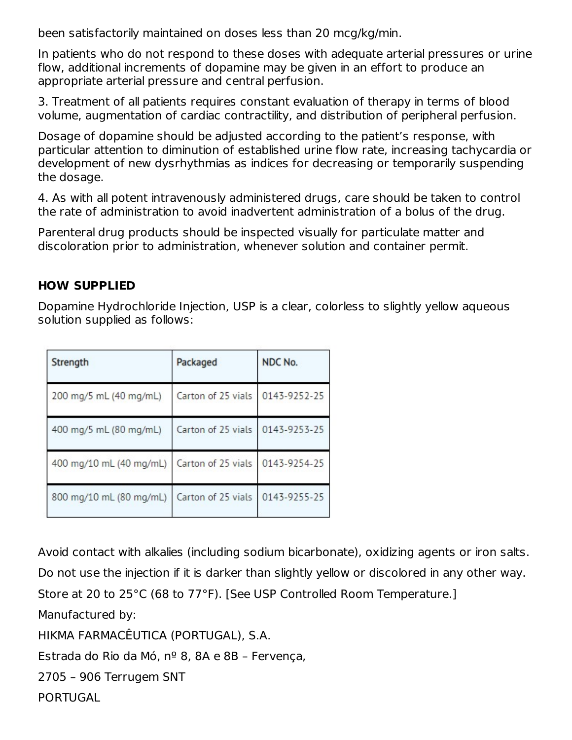been satisfactorily maintained on doses less than 20 mcg/kg/min.

In patients who do not respond to these doses with adequate arterial pressures or urine flow, additional increments of dopamine may be given in an effort to produce an appropriate arterial pressure and central perfusion.

3. Treatment of all patients requires constant evaluation of therapy in terms of blood volume, augmentation of cardiac contractility, and distribution of peripheral perfusion.

Dosage of dopamine should be adjusted according to the patient's response, with particular attention to diminution of established urine flow rate, increasing tachycardia or development of new dysrhythmias as indices for decreasing or temporarily suspending the dosage.

4. As with all potent intravenously administered drugs, care should be taken to control the rate of administration to avoid inadvertent administration of a bolus of the drug.

Parenteral drug products should be inspected visually for particulate matter and discoloration prior to administration, whenever solution and container permit.

## HOW SUPPLIED

Dopamine Hydrochloride Injection, USP is a clear, colorless to slightly yellow aqueous solution supplied as follows:

| Strength | Packaged | NDC No. |
|---|---|---|
| 200 mg/5 mL (40 mg/mL) | Carton of 25 vials | 0143-9252-25 |
| 400 mg/5 mL (80 mg/mL) | Carton of 25 vials | 0143-9253-25 |
| 400 mg/10 mL (40 mg/mL) | Carton of 25 vials | 0143-9254-25 |
| 800 mg/10 mL (80 mg/mL) | Carton of 25 vials | 0143-9255-25 |

Avoid contact with alkalies (including sodium bicarbonate), oxidizing agents or iron salts.

Do not use the injection if it is darker than slightly yellow or discolored in any other way.

Store at 20 to 25°C (68 to 77°F). [See USP Controlled Room Temperature.]

Manufactured by:

HIKMA FARMACÊUTICA (PORTUGAL), S.A.

Estrada do Rio da Mó, nº 8, 8A e 8B – Fervença,

2705 – 906 Terrugem SNT

PORTUGAL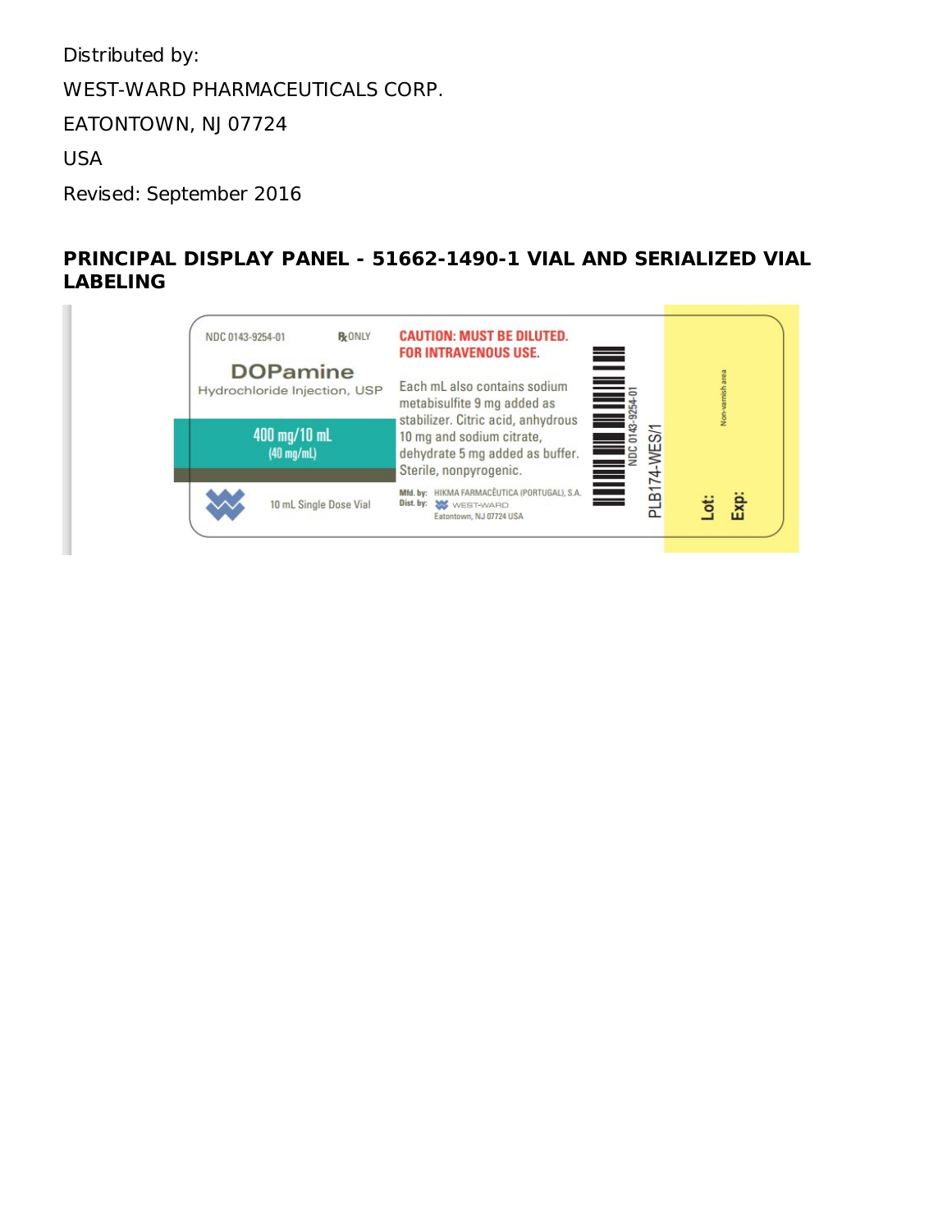Distributed by:

WEST-WARD PHARMACEUTICALS CORP.

EATONTOWN, NJ 07724

USA

Revised: September 2016

**PRINCIPAL DISPLAY PANEL - 51662-1490-1 VIAL AND SERIALIZED VIAL LABELING**

NDC 0143-9254-01

℞ ONLY

DOPamine

Hydrochloride Injection, USP

400 mg/10 mL

(40 mg/mL)

10 mL Single Dose Vial

CAUTION: MUST BE DILUTED. FOR INTRAVENOUS USE.

Each mL also contains sodium metabisulfite 9 mg added as stabilizer. Citric acid, anhydrous 10 mg and sodium citrate, dehydrate 5 mg added as buffer. Sterile, nonpyrogenic.

Mfd. by: HIKMA FARMACÊUTICA (PORTUGAL), S.A.

Dist. by: WEST-WARD Eatontown, NJ 07724 USA

NDC 0143-9254-01

PLB174-WES/1

Non-varnish area

Lot:

Exp: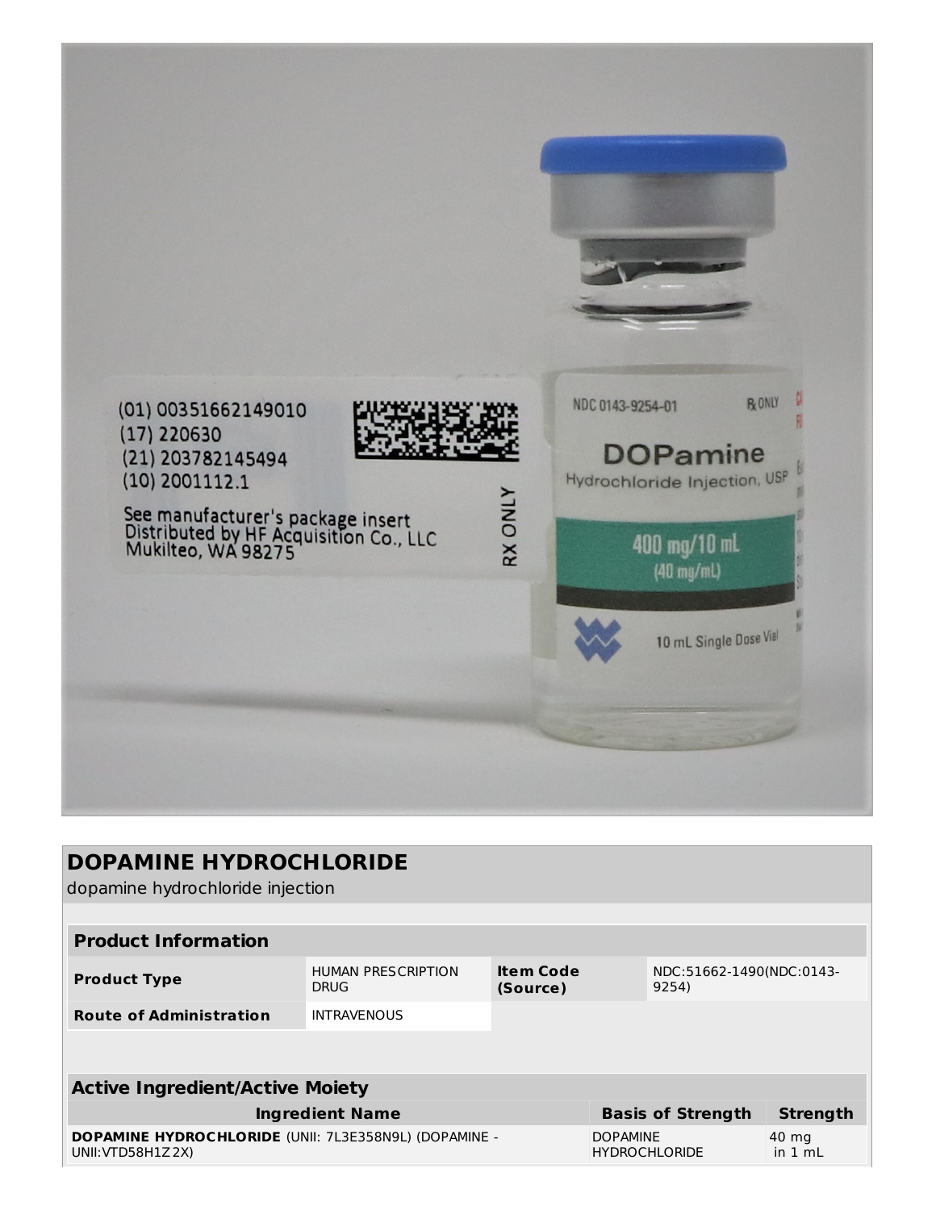(01) 00351662149010
(17) 220630
(21) 203782145494
(10) 2001112.1

See manufacturer's package insert
Distributed by HF Acquisition Co., LLC
Mukilteo, WA 98275

RX ONLY

NDC 0143-9254-01 ℞ ONLY

DOPamine
Hydrochloride Injection, USP

400 mg/10 mL
(40 mg/mL)

10 mL Single Dose Vial

# DOPAMINE HYDROCHLORIDE

dopamine hydrochloride injection

| Product Information | | | |
|---|---|---|---|
| **Product Type** | HUMAN PRESCRIPTION DRUG | **Item Code (Source)** | NDC:51662-1490(NDC:0143-9254) |
| **Route of Administration** | INTRAVENOUS | | |

| Active Ingredient/Active Moiety | | |
|---|---|---|
| **Ingredient Name** | **Basis of Strength** | **Strength** |
| **DOPAMINE HYDROCHLORIDE** (UNII: 7L3E358N9L) (DOPAMINE - UNII:VTD58H1Z2X) | DOPAMINE HYDROCHLORIDE | 40 mg in 1 mL |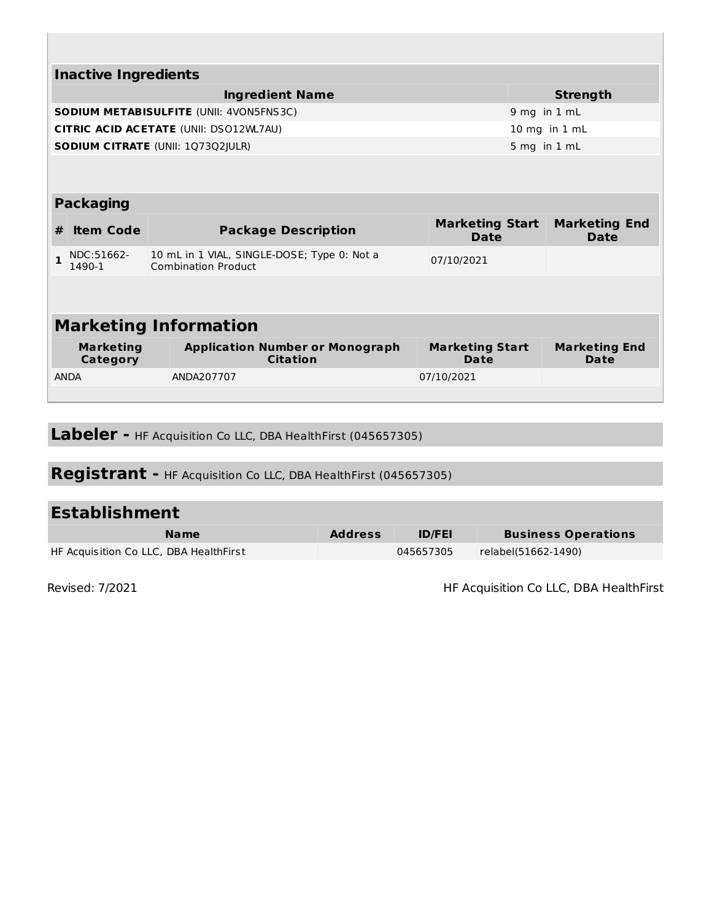| Inactive Ingredients | |
|---|---|
| **Ingredient Name** | **Strength** |
| **SODIUM METABISULFITE** (UNII: 4VON5FNS3C) | 9 mg in 1 mL |
| **CITRIC ACID ACETATE** (UNII: DSO12WL7AU) | 10 mg in 1 mL |
| **SODIUM CITRATE** (UNII: 1Q73Q2JULR) | 5 mg in 1 mL |

| Packaging | | | | |
|---|---|---|---|---|
| **#** | **Item Code** | **Package Description** | **Marketing Start Date** | **Marketing End Date** |
| **1** | NDC:51662-1490-1 | 10 mL in 1 VIAL, SINGLE-DOSE; Type 0: Not a Combination Product | 07/10/2021 | |

| Marketing Information | | | |
|---|---|---|---|
| **Marketing Category** | **Application Number or Monograph Citation** | **Marketing Start Date** | **Marketing End Date** |
| ANDA | ANDA207707 | 07/10/2021 | |

## Labeler - HF Acquisition Co LLC, DBA HealthFirst (045657305)

## Registrant - HF Acquisition Co LLC, DBA HealthFirst (045657305)

## Establishment

| Name | Address | ID/FEI | Business Operations |
|---|---|---|---|
| HF Acquisition Co LLC, DBA HealthFirst | | 045657305 | relabel(51662-1490) |

Revised: 7/2021

HF Acquisition Co LLC, DBA HealthFirst